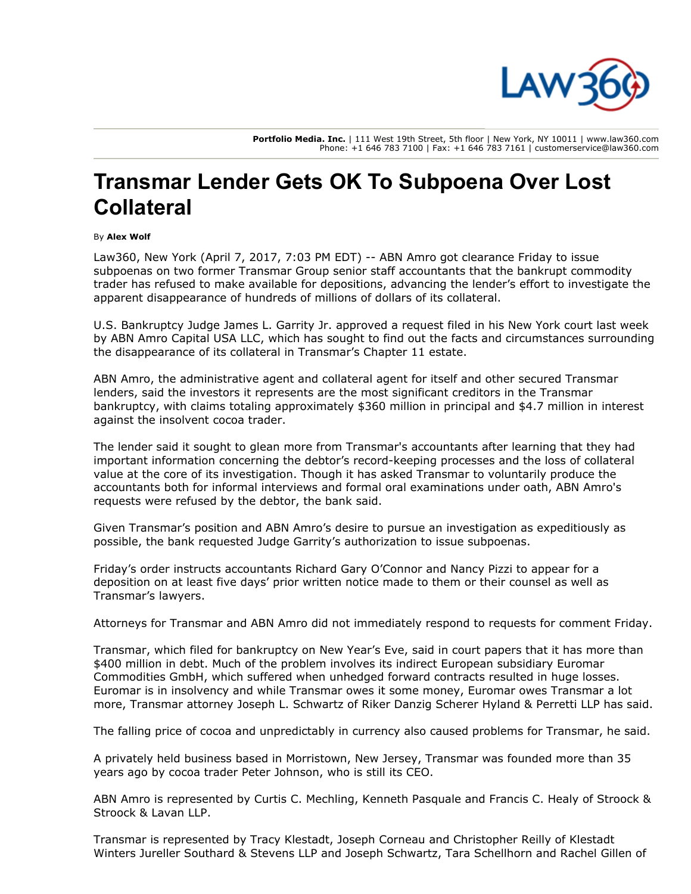**Portfolio Media. Inc.** | 111 West 19th Street, 5th floor | New York, NY 10011 | www.law360.com
Phone: +1 646 783 7100 | Fax: +1 646 783 7161 | customerservice@law360.com

# Transmar Lender Gets OK To Subpoena Over Lost Collateral

By **Alex Wolf**

Law360, New York (April 7, 2017, 7:03 PM EDT) -- ABN Amro got clearance Friday to issue subpoenas on two former Transmar Group senior staff accountants that the bankrupt commodity trader has refused to make available for depositions, advancing the lender's effort to investigate the apparent disappearance of hundreds of millions of dollars of its collateral.

U.S. Bankruptcy Judge James L. Garrity Jr. approved a request filed in his New York court last week by ABN Amro Capital USA LLC, which has sought to find out the facts and circumstances surrounding the disappearance of its collateral in Transmar's Chapter 11 estate.

ABN Amro, the administrative agent and collateral agent for itself and other secured Transmar lenders, said the investors it represents are the most significant creditors in the Transmar bankruptcy, with claims totaling approximately $360 million in principal and $4.7 million in interest against the insolvent cocoa trader.

The lender said it sought to glean more from Transmar's accountants after learning that they had important information concerning the debtor's record-keeping processes and the loss of collateral value at the core of its investigation. Though it has asked Transmar to voluntarily produce the accountants both for informal interviews and formal oral examinations under oath, ABN Amro's requests were refused by the debtor, the bank said.

Given Transmar's position and ABN Amro's desire to pursue an investigation as expeditiously as possible, the bank requested Judge Garrity's authorization to issue subpoenas.

Friday's order instructs accountants Richard Gary O'Connor and Nancy Pizzi to appear for a deposition on at least five days' prior written notice made to them or their counsel as well as Transmar's lawyers.

Attorneys for Transmar and ABN Amro did not immediately respond to requests for comment Friday.

Transmar, which filed for bankruptcy on New Year's Eve, said in court papers that it has more than $400 million in debt. Much of the problem involves its indirect European subsidiary Euromar Commodities GmbH, which suffered when unhedged forward contracts resulted in huge losses. Euromar is in insolvency and while Transmar owes it some money, Euromar owes Transmar a lot more, Transmar attorney Joseph L. Schwartz of Riker Danzig Scherer Hyland & Perretti LLP has said.

The falling price of cocoa and unpredictably in currency also caused problems for Transmar, he said.

A privately held business based in Morristown, New Jersey, Transmar was founded more than 35 years ago by cocoa trader Peter Johnson, who is still its CEO.

ABN Amro is represented by Curtis C. Mechling, Kenneth Pasquale and Francis C. Healy of Stroock & Stroock & Lavan LLP.

Transmar is represented by Tracy Klestadt, Joseph Corneau and Christopher Reilly of Klestadt Winters Jureller Southard & Stevens LLP and Joseph Schwartz, Tara Schellhorn and Rachel Gillen of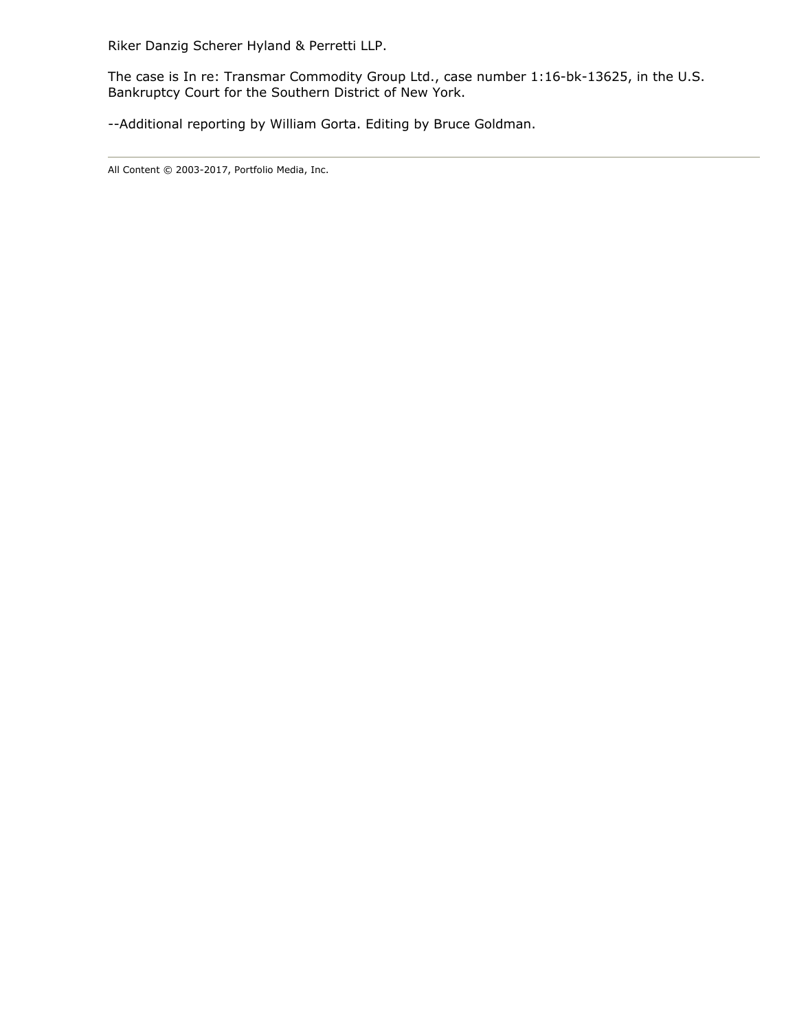Riker Danzig Scherer Hyland & Perretti LLP.

The case is In re: Transmar Commodity Group Ltd., case number 1:16-bk-13625, in the U.S. Bankruptcy Court for the Southern District of New York.

--Additional reporting by William Gorta. Editing by Bruce Goldman.

---

All Content © 2003-2017, Portfolio Media, Inc.